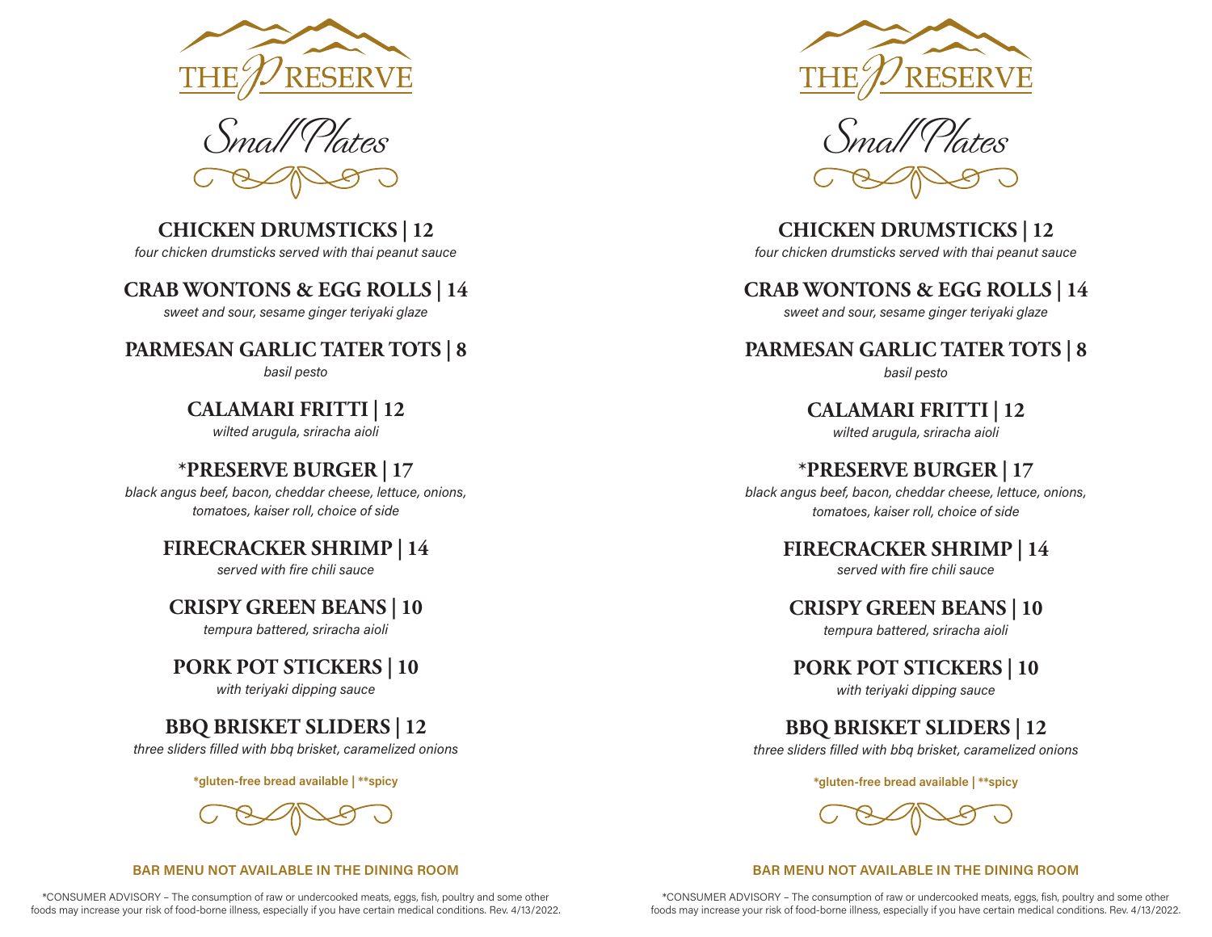# THE PRESERVE

## Small Plates

### CHICKEN DRUMSTICKS | 12
*four chicken drumsticks served with thai peanut sauce*

### CRAB WONTONS & EGG ROLLS | 14
*sweet and sour, sesame ginger teriyaki glaze*

### PARMESAN GARLIC TATER TOTS | 8
*basil pesto*

### CALAMARI FRITTI | 12
*wilted arugula, sriracha aioli*

### *PRESERVE BURGER | 17
*black angus beef, bacon, cheddar cheese, lettuce, onions, tomatoes, kaiser roll, choice of side*

### FIRECRACKER SHRIMP | 14
*served with fire chili sauce*

### CRISPY GREEN BEANS | 10
*tempura battered, sriracha aioli*

### PORK POT STICKERS | 10
*with teriyaki dipping sauce*

### BBQ BRISKET SLIDERS | 12
*three sliders filled with bbq brisket, caramelized onions*

**\*gluten-free bread available | \*\*spicy**

**BAR MENU NOT AVAILABLE IN THE DINING ROOM**

*CONSUMER ADVISORY – The consumption of raw or undercooked meats, eggs, fish, poultry and some other foods may increase your risk of food-borne illness, especially if you have certain medical conditions. Rev. 4/13/2022.

# THE PRESERVE

## Small Plates

### CHICKEN DRUMSTICKS | 12
*four chicken drumsticks served with thai peanut sauce*

### CRAB WONTONS & EGG ROLLS | 14
*sweet and sour, sesame ginger teriyaki glaze*

### PARMESAN GARLIC TATER TOTS | 8
*basil pesto*

### CALAMARI FRITTI | 12
*wilted arugula, sriracha aioli*

### *PRESERVE BURGER | 17
*black angus beef, bacon, cheddar cheese, lettuce, onions, tomatoes, kaiser roll, choice of side*

### FIRECRACKER SHRIMP | 14
*served with fire chili sauce*

### CRISPY GREEN BEANS | 10
*tempura battered, sriracha aioli*

### PORK POT STICKERS | 10
*with teriyaki dipping sauce*

### BBQ BRISKET SLIDERS | 12
*three sliders filled with bbq brisket, caramelized onions*

**\*gluten-free bread available | \*\*spicy**

**BAR MENU NOT AVAILABLE IN THE DINING ROOM**

*CONSUMER ADVISORY – The consumption of raw or undercooked meats, eggs, fish, poultry and some other foods may increase your risk of food-borne illness, especially if you have certain medical conditions. Rev. 4/13/2022.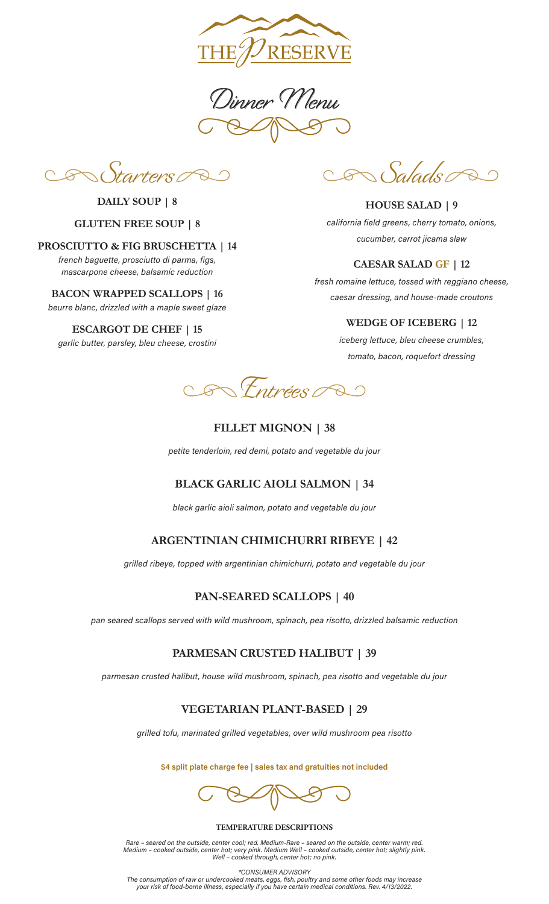# THE RESERVE

## Dinner Menu

### Starters

**DAILY SOUP | 8**

**GLUTEN FREE SOUP | 8**

**PROSCIUTTO & FIG BRUSCHETTA | 14**
*french baguette, prosciutto di parma, figs, mascarpone cheese, balsamic reduction*

**BACON WRAPPED SCALLOPS | 16**
*beurre blanc, drizzled with a maple sweet glaze*

**ESCARGOT DE CHEF | 15**
*garlic butter, parsley, bleu cheese, crostini*

### Salads

**HOUSE SALAD | 9**
*california field greens, cherry tomato, onions, cucumber, carrot jicama slaw*

**CAESAR SALAD GF | 12**
*fresh romaine lettuce, tossed with reggiano cheese, caesar dressing, and house-made croutons*

**WEDGE OF ICEBERG | 12**
*iceberg lettuce, bleu cheese crumbles, tomato, bacon, roquefort dressing*

### Entrées

**FILLET MIGNON | 38**
*petite tenderloin, red demi, potato and vegetable du jour*

**BLACK GARLIC AIOLI SALMON | 34**
*black garlic aioli salmon, potato and vegetable du jour*

**ARGENTINIAN CHIMICHURRI RIBEYE | 42**
*grilled ribeye, topped with argentinian chimichurri, potato and vegetable du jour*

**PAN-SEARED SCALLOPS | 40**
*pan seared scallops served with wild mushroom, spinach, pea risotto, drizzled balsamic reduction*

**PARMESAN CRUSTED HALIBUT | 39**
*parmesan crusted halibut, house wild mushroom, spinach, pea risotto and vegetable du jour*

**VEGETARIAN PLANT-BASED | 29**
*grilled tofu, marinated grilled vegetables, over wild mushroom pea risotto*

**$4 split plate charge fee | sales tax and gratuities not included**

**TEMPERATURE DESCRIPTIONS**

*Rare – seared on the outside, center cool; red. Medium-Rare – seared on the outside, center warm; red. Medium – cooked outside, center hot; very pink. Medium Well – cooked outside, center hot; slightly pink. Well – cooked through, center hot; no pink.*

*\*CONSUMER ADVISORY*
*The consumption of raw or undercooked meats, eggs, fish, poultry and some other foods may increase your risk of food-borne illness, especially if you have certain medical conditions. Rev. 4/13/2022.*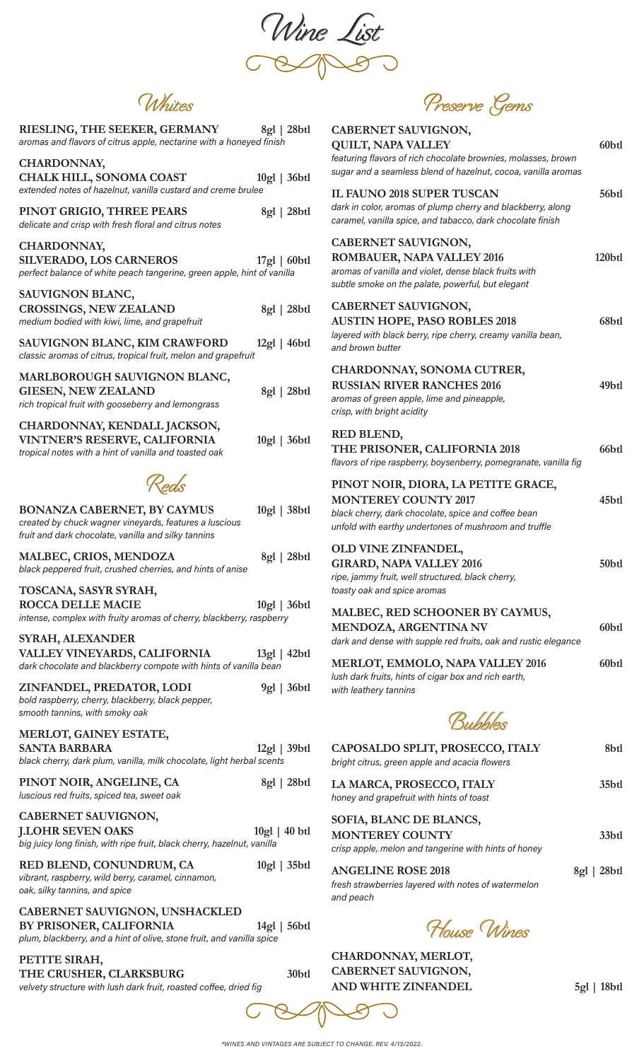# Wine List

## Whites

**RIESLING, THE SEEKER, GERMANY** 8gl | 28btl
*aromas and flavors of citrus apple, nectarine with a honeyed finish*

**CHARDONNAY, CHALK HILL, SONOMA COAST** 10gl | 36btl
*extended notes of hazelnut, vanilla custard and creme brulee*

**PINOT GRIGIO, THREE PEARS** 8gl | 28btl
*delicate and crisp with fresh floral and citrus notes*

**CHARDONNAY, SILVERADO, LOS CARNEROS** 17gl | 60btl
*perfect balance of white peach tangerine, green apple, hint of vanilla*

**SAUVIGNON BLANC, CROSSINGS, NEW ZEALAND** 8gl | 28btl
*medium bodied with kiwi, lime, and grapefruit*

**SAUVIGNON BLANC, KIM CRAWFORD** 12gl | 46btl
*classic aromas of citrus, tropical fruit, melon and grapefruit*

**MARLBOROUGH SAUVIGNON BLANC, GIESEN, NEW ZEALAND** 8gl | 28btl
*rich tropical fruit with gooseberry and lemongrass*

**CHARDONNAY, KENDALL JACKSON, VINTNER'S RESERVE, CALIFORNIA** 10gl | 36btl
*tropical notes with a hint of vanilla and toasted oak*

## Reds

**BONANZA CABERNET, BY CAYMUS** 10gl | 38btl
*created by chuck wagner vineyards, features a luscious fruit and dark chocolate, vanilla and silky tannins*

**MALBEC, CRIOS, MENDOZA** 8gl | 28btl
*black peppered fruit, crushed cherries, and hints of anise*

**TOSCANA, SASYR SYRAH, ROCCA DELLE MACIE** 10gl | 36btl
*intense, complex with fruity aromas of cherry, blackberry, raspberry*

**SYRAH, ALEXANDER VALLEY VINEYARDS, CALIFORNIA** 13gl | 42btl
*dark chocolate and blackberry compote with hints of vanilla bean*

**ZINFANDEL, PREDATOR, LODI** 9gl | 36btl
*bold raspberry, cherry, blackberry, black pepper, smooth tannins, with smoky oak*

**MERLOT, GAINEY ESTATE, SANTA BARBARA** 12gl | 39btl
*black cherry, dark plum, vanilla, milk chocolate, light herbal scents*

**PINOT NOIR, ANGELINE, CA** 8gl | 28btl
*luscious red fruits, spiced tea, sweet oak*

**CABERNET SAUVIGNON, J.LOHR SEVEN OAKS** 10gl | 40 btl
*big juicy long finish, with ripe fruit, black cherry, hazelnut, vanilla*

**RED BLEND, CONUNDRUM, CA** 10gl | 35btl
*vibrant, raspberry, wild berry, caramel, cinnamon, oak, silky tannins, and spice*

**CABERNET SAUVIGNON, UNSHACKLED BY PRISONER, CALIFORNIA** 14gl | 56btl
*plum, blackberry, and a hint of olive, stone fruit, and vanilla spice*

**PETITE SIRAH, THE CRUSHER, CLARKSBURG** 30btl
*velvety structure with lush dark fruit, roasted coffee, dried fig*

## Preserve Gems

**CABERNET SAUVIGNON, QUILT, NAPA VALLEY** 60btl
*featuring flavors of rich chocolate brownies, molasses, brown sugar and a seamless blend of hazelnut, cocoa, vanilla aromas*

**IL FAUNO 2018 SUPER TUSCAN** 56btl
*dark in color, aromas of plump cherry and blackberry, along caramel, vanilla spice, and tabacco, dark chocolate finish*

**CABERNET SAUVIGNON, ROMBAUER, NAPA VALLEY 2016** 120btl
*aromas of vanilla and violet, dense black fruits with subtle smoke on the palate, powerful, but elegant*

**CABERNET SAUVIGNON, AUSTIN HOPE, PASO ROBLES 2018** 68btl
*layered with black berry, ripe cherry, creamy vanilla bean, and brown butter*

**CHARDONNAY, SONOMA CUTRER, RUSSIAN RIVER RANCHES 2016** 49btl
*aromas of green apple, lime and pineapple, crisp, with bright acidity*

**RED BLEND, THE PRISONER, CALIFORNIA 2018** 66btl
*flavors of ripe raspberry, boysenberry, pomegranate, vanilla fig*

**PINOT NOIR, DIORA, LA PETITE GRACE, MONTEREY COUNTY 2017** 45btl
*black cherry, dark chocolate, spice and coffee bean unfold with earthy undertones of mushroom and truffle*

**OLD VINE ZINFANDEL, GIRARD, NAPA VALLEY 2016** 50btl
*ripe, jammy fruit, well structured, black cherry, toasty oak and spice aromas*

**MALBEC, RED SCHOONER BY CAYMUS, MENDOZA, ARGENTINA NV** 60btl
*dark and dense with supple red fruits, oak and rustic elegance*

**MERLOT, EMMOLO, NAPA VALLEY 2016** 60btl
*lush dark fruits, hints of cigar box and rich earth, with leathery tannins*

## Bubbles

**CAPOSALDO SPLIT, PROSECCO, ITALY** 8btl
*bright citrus, green apple and acacia flowers*

**LA MARCA, PROSECCO, ITALY** 35btl
*honey and grapefruit with hints of toast*

**SOFIA, BLANC DE BLANCS, MONTEREY COUNTY** 33btl
*crisp apple, melon and tangerine with hints of honey*

**ANGELINE ROSE 2018** 8gl | 28btl
*fresh strawberries layered with notes of watermelon and peach*

## House Wines

**CHARDONNAY, MERLOT, CABERNET SAUVIGNON, AND WHITE ZINFANDEL** 5gl | 18btl

*WINES AND VINTAGES ARE SUBJECT TO CHANGE. REV. 4/13/2022.*